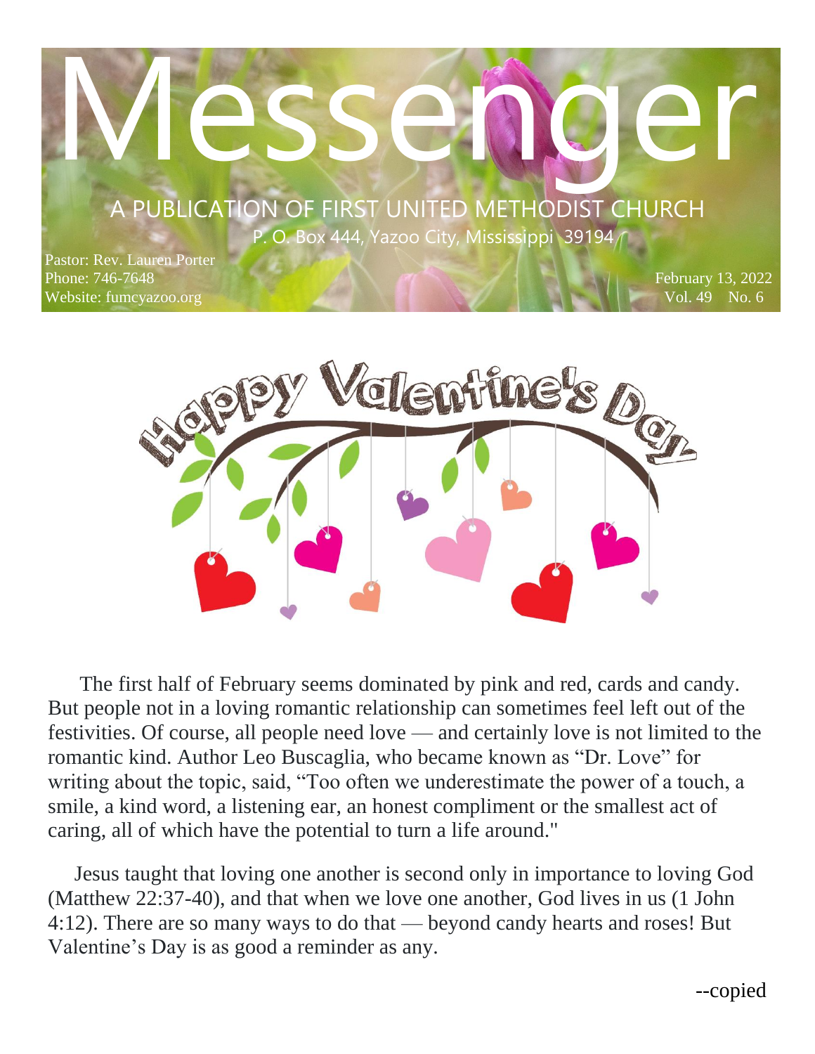# Messenger

A PUBLICATION OF FIRST UNITED METHODIST CHURCH

P. O. Box 444, Yazoo City, Mississippi 39194

Pastor: Rev. Lauren Porter
Phone: 746-7648
Website: fumcyazoo.org

February 13, 2022
Vol. 49 No. 6

## Happy Valentine's Day

The first half of February seems dominated by pink and red, cards and candy. But people not in a loving romantic relationship can sometimes feel left out of the festivities. Of course, all people need love — and certainly love is not limited to the romantic kind. Author Leo Buscaglia, who became known as "Dr. Love" for writing about the topic, said, "Too often we underestimate the power of a touch, a smile, a kind word, a listening ear, an honest compliment or the smallest act of caring, all of which have the potential to turn a life around."

Jesus taught that loving one another is second only in importance to loving God (Matthew 22:37-40), and that when we love one another, God lives in us (1 John 4:12). There are so many ways to do that — beyond candy hearts and roses! But Valentine's Day is as good a reminder as any.

--copied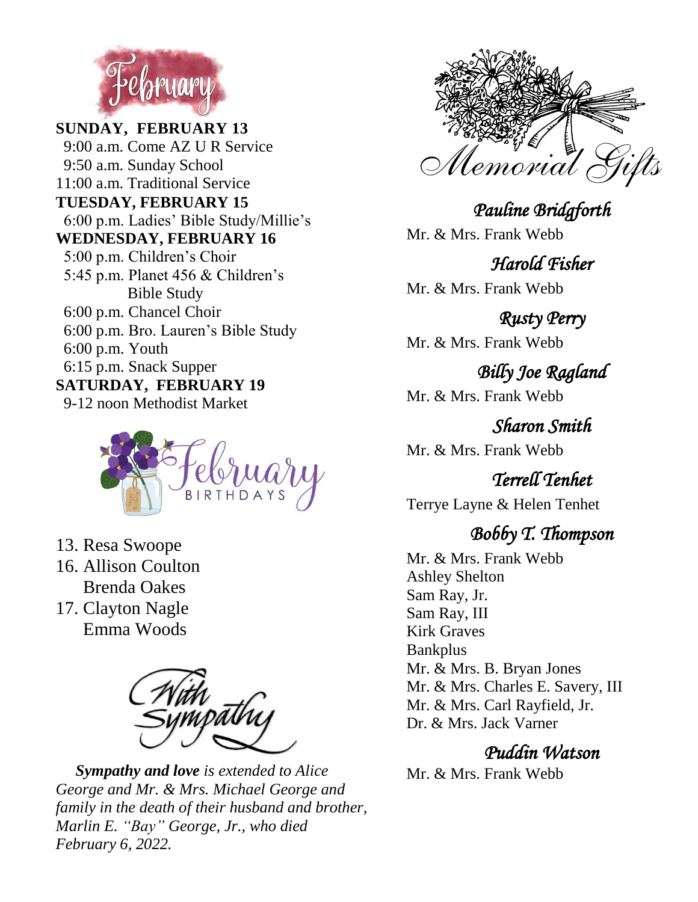# February

**SUNDAY, FEBRUARY 13**
9:00 a.m. Come AZ U R Service
9:50 a.m. Sunday School
11:00 a.m. Traditional Service

**TUESDAY, FEBRUARY 15**
6:00 p.m. Ladies' Bible Study/Millie's

**WEDNESDAY, FEBRUARY 16**
5:00 p.m. Children's Choir
5:45 p.m. Planet 456 & Children's Bible Study
6:00 p.m. Chancel Choir
6:00 p.m. Bro. Lauren's Bible Study
6:00 p.m. Youth
6:15 p.m. Snack Supper

**SATURDAY, FEBRUARY 19**
9-12 noon Methodist Market

## February Birthdays

13. Resa Swoope
16. Allison Coulton
    Brenda Oakes
17. Clayton Nagle
    Emma Woods

## With Sympathy

***Sympathy and love** is extended to Alice George and Mr. & Mrs. Michael George and family in the death of their husband and brother, Marlin E. "Bay" George, Jr., who died February 6, 2022.*

## Memorial Gifts

### *Pauline Bridgforth*
Mr. & Mrs. Frank Webb

### *Harold Fisher*
Mr. & Mrs. Frank Webb

### *Rusty Perry*
Mr. & Mrs. Frank Webb

### *Billy Joe Ragland*
Mr. & Mrs. Frank Webb

### *Sharon Smith*
Mr. & Mrs. Frank Webb

### *Terrell Tenhet*
Terrye Layne & Helen Tenhet

### *Bobby T. Thompson*
Mr. & Mrs. Frank Webb
Ashley Shelton
Sam Ray, Jr.
Sam Ray, III
Kirk Graves
Bankplus
Mr. & Mrs. B. Bryan Jones
Mr. & Mrs. Charles E. Savery, III
Mr. & Mrs. Carl Rayfield, Jr.
Dr. & Mrs. Jack Varner

### *Puddin Watson*
Mr. & Mrs. Frank Webb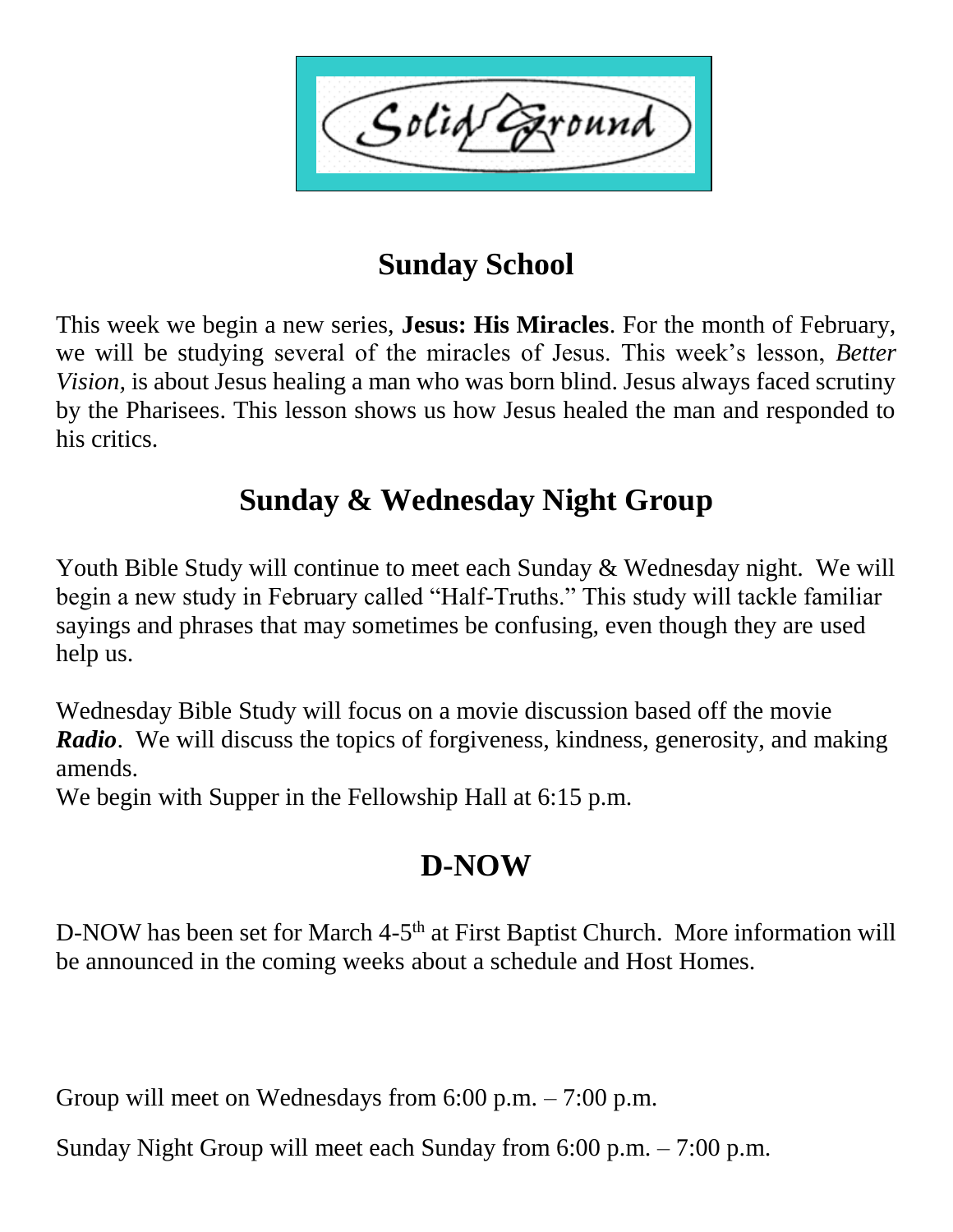Solid Ground

## Sunday School

This week we begin a new series, **Jesus: His Miracles**. For the month of February, we will be studying several of the miracles of Jesus. This week's lesson, *Better Vision,* is about Jesus healing a man who was born blind. Jesus always faced scrutiny by the Pharisees. This lesson shows us how Jesus healed the man and responded to his critics.

## Sunday & Wednesday Night Group

Youth Bible Study will continue to meet each Sunday & Wednesday night. We will begin a new study in February called "Half-Truths." This study will tackle familiar sayings and phrases that may sometimes be confusing, even though they are used help us.

Wednesday Bible Study will focus on a movie discussion based off the movie ***Radio***. We will discuss the topics of forgiveness, kindness, generosity, and making amends.
We begin with Supper in the Fellowship Hall at 6:15 p.m.

## D-NOW

D-NOW has been set for March 4-5th at First Baptist Church. More information will be announced in the coming weeks about a schedule and Host Homes.

Group will meet on Wednesdays from 6:00 p.m. – 7:00 p.m.

Sunday Night Group will meet each Sunday from 6:00 p.m. – 7:00 p.m.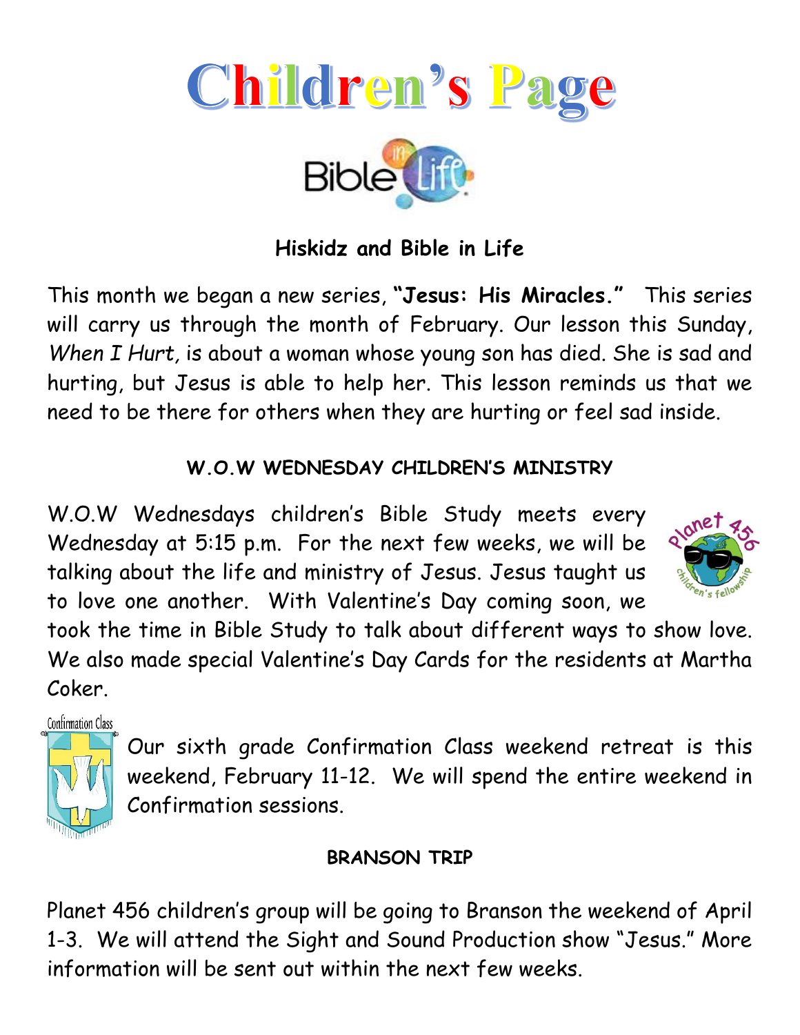# Children's Page

## Hiskidz and Bible in Life

This month we began a new series, **"Jesus: His Miracles."** This series will carry us through the month of February. Our lesson this Sunday, *When I Hurt,* is about a woman whose young son has died. She is sad and hurting, but Jesus is able to help her. This lesson reminds us that we need to be there for others when they are hurting or feel sad inside.

## W.O.W WEDNESDAY CHILDREN'S MINISTRY

W.O.W Wednesdays children's Bible Study meets every Wednesday at 5:15 p.m. For the next few weeks, we will be talking about the life and ministry of Jesus. Jesus taught us to love one another. With Valentine's Day coming soon, we took the time in Bible Study to talk about different ways to show love. We also made special Valentine's Day Cards for the residents at Martha Coker.

Our sixth grade Confirmation Class weekend retreat is this weekend, February 11-12. We will spend the entire weekend in Confirmation sessions.

## BRANSON TRIP

Planet 456 children's group will be going to Branson the weekend of April 1-3. We will attend the Sight and Sound Production show "Jesus." More information will be sent out within the next few weeks.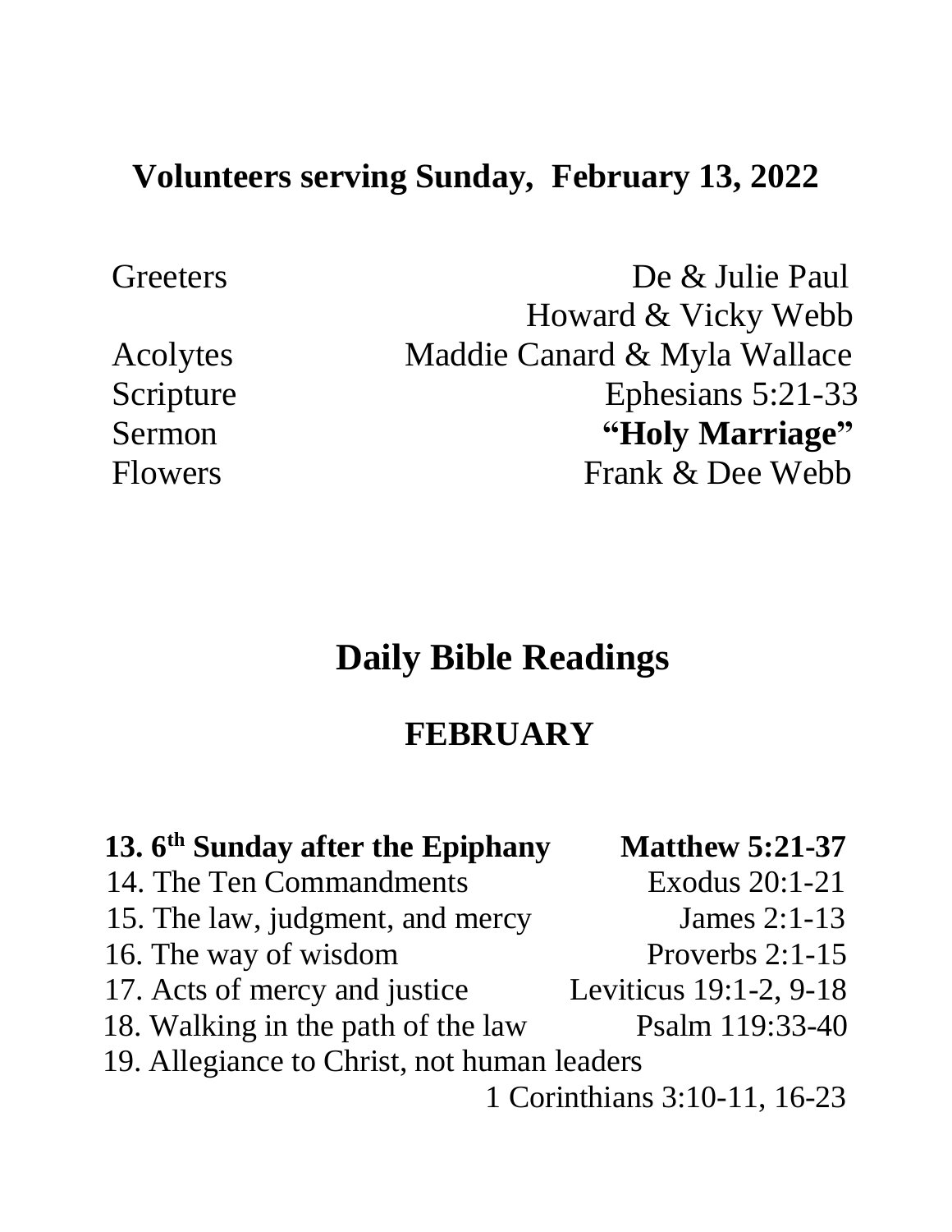## Volunteers serving Sunday, February 13, 2022

| | |
|---|---|
| Greeters | De & Julie Paul |
| | Howard & Vicky Webb |
| Acolytes | Maddie Canard & Myla Wallace |
| Scripture | Ephesians 5:21-33 |
| Sermon | **"Holy Marriage"** |
| Flowers | Frank & Dee Webb |

# Daily Bible Readings

## FEBRUARY

| | |
|---|---|
| **13. 6th Sunday after the Epiphany** | **Matthew 5:21-37** |
| 14. The Ten Commandments | Exodus 20:1-21 |
| 15. The law, judgment, and mercy | James 2:1-13 |
| 16. The way of wisdom | Proverbs 2:1-15 |
| 17. Acts of mercy and justice | Leviticus 19:1-2, 9-18 |
| 18. Walking in the path of the law | Psalm 119:33-40 |
| 19. Allegiance to Christ, not human leaders | 1 Corinthians 3:10-11, 16-23 |